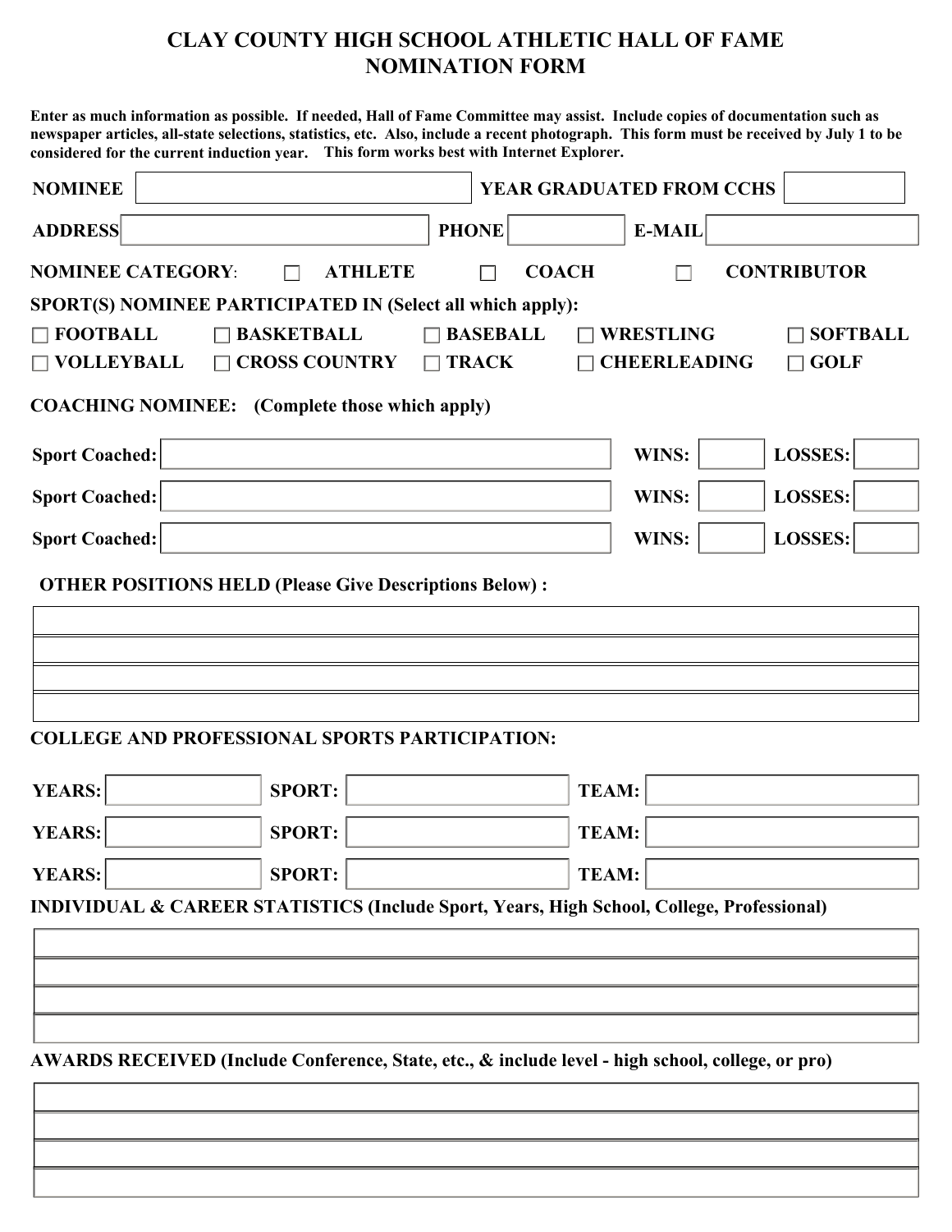# CLAY COUNTY HIGH SCHOOL ATHLETIC HALL OF FAME NOMINATION FORM

**Enter as much information as possible. If needed, Hall of Fame Committee may assist. Include copies of documentation such as newspaper articles, all-state selections, statistics, etc. Also, include a recent photograph. This form must be received by July 1 to be considered for the current induction year. This form works best with Internet Explorer.**

**NOMINEE** ____________________ **YEAR GRADUATED FROM CCHS** ________

**ADDRESS** ____________________ **PHONE** ________ **E-MAIL** ____________________

**NOMINEE CATEGORY**: ☐ **ATHLETE** ☐ **COACH** ☐ **CONTRIBUTOR**

**SPORT(S) NOMINEE PARTICIPATED IN (Select all which apply):**

☐ **FOOTBALL** ☐ **BASKETBALL** ☐ **BASEBALL** ☐ **WRESTLING** ☐ **SOFTBALL**

☐ **VOLLEYBALL** ☐ **CROSS COUNTRY** ☐ **TRACK** ☐ **CHEERLEADING** ☐ **GOLF**

**COACHING NOMINEE: (Complete those which apply)**

| Sport Coached: | WINS: | LOSSES: |
|---|---|---|
| | | |
| | | |
| | | |

**OTHER POSITIONS HELD (Please Give Descriptions Below) :**

____________________

____________________

____________________

____________________

**COLLEGE AND PROFESSIONAL SPORTS PARTICIPATION:**

| YEARS: | SPORT: | TEAM: |
|---|---|---|
| | | |
| | | |
| | | |

**INDIVIDUAL & CAREER STATISTICS (Include Sport, Years, High School, College, Professional)**

____________________

____________________

____________________

____________________

**AWARDS RECEIVED (Include Conference, State, etc., & include level - high school, college, or pro)**

____________________

____________________

____________________

____________________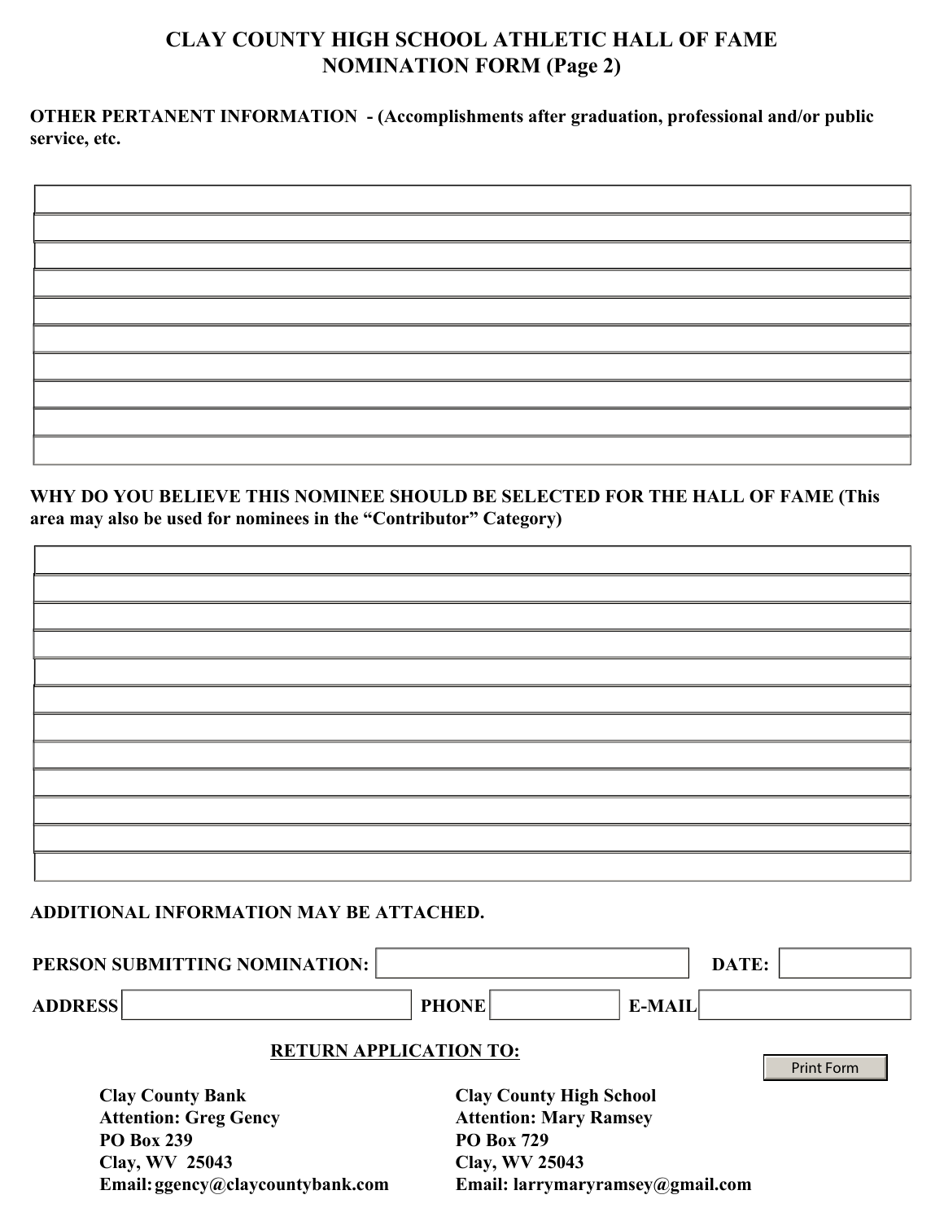# CLAY COUNTY HIGH SCHOOL ATHLETIC HALL OF FAME
## NOMINATION FORM (Page 2)

**OTHER PERTANENT INFORMATION - (Accomplishments after graduation, professional and/or public service, etc.**

**WHY DO YOU BELIEVE THIS NOMINEE SHOULD BE SELECTED FOR THE HALL OF FAME (This area may also be used for nominees in the "Contributor" Category)**

**ADDITIONAL INFORMATION MAY BE ATTACHED.**

**PERSON SUBMITTING NOMINATION:** &nbsp; **DATE:**

**ADDRESS** &nbsp; **PHONE** &nbsp; **E-MAIL**

**RETURN APPLICATION TO:**

Print Form

**Clay County Bank**
**Attention: Greg Gency**
**PO Box 239**
**Clay, WV 25043**
**Email: ggency@claycountybank.com**

**Clay County High School**
**Attention: Mary Ramsey**
**PO Box 729**
**Clay, WV 25043**
**Email: larrymaryramsey@gmail.com**